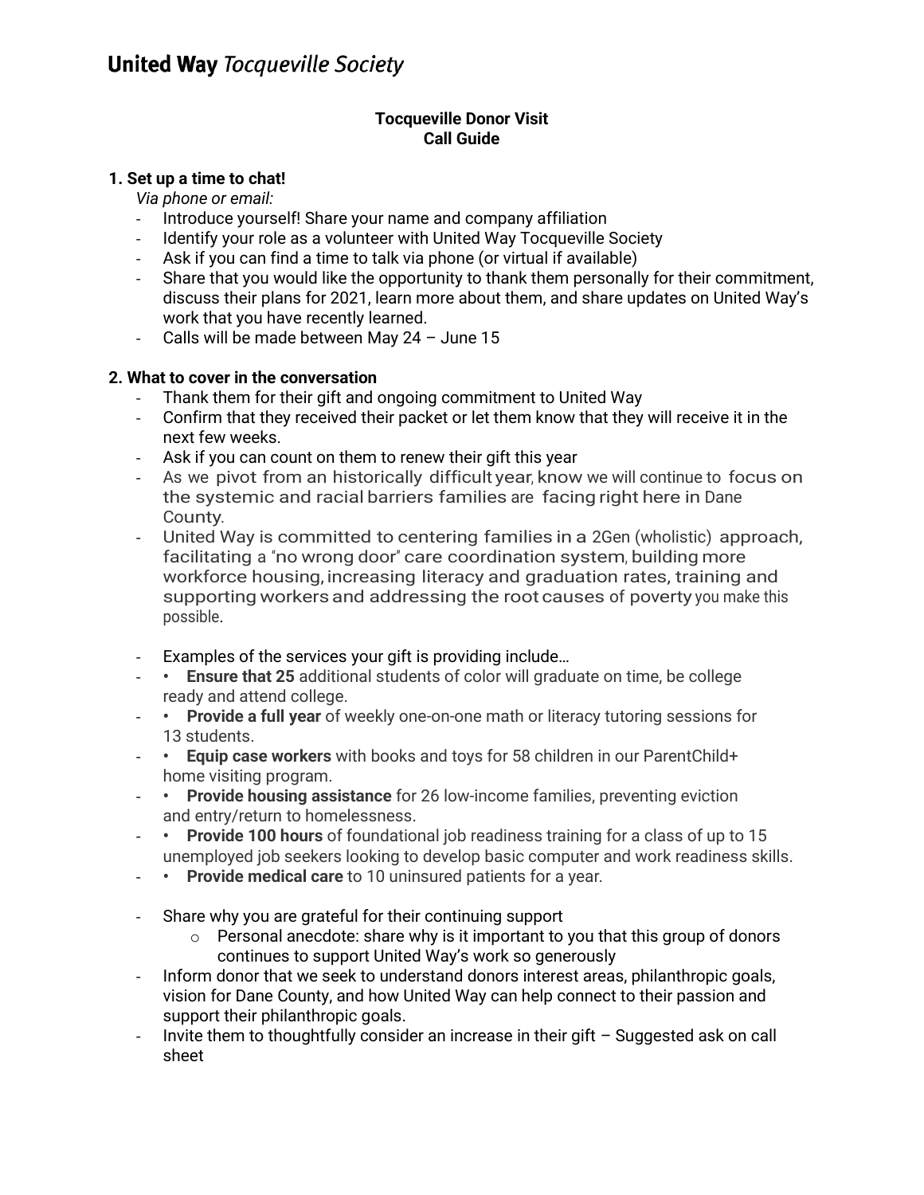# United Way *Tocqueville Society*

**Tocqueville Donor Visit**
**Call Guide**

### 1. Set up a time to chat!

*Via phone or email:*

- Introduce yourself! Share your name and company affiliation
- Identify your role as a volunteer with United Way Tocqueville Society
- Ask if you can find a time to talk via phone (or virtual if available)
- Share that you would like the opportunity to thank them personally for their commitment, discuss their plans for 2021, learn more about them, and share updates on United Way's work that you have recently learned.
- Calls will be made between May 24 – June 15

### 2. What to cover in the conversation

- Thank them for their gift and ongoing commitment to United Way
- Confirm that they received their packet or let them know that they will receive it in the next few weeks.
- Ask if you can count on them to renew their gift this year
- As we pivot from an historically difficult year, know we will continue to focus on the systemic and racial barriers families are facing right here in Dane County.
- United Way is committed to centering families in a 2Gen (wholistic) approach, facilitating a "no wrong door" care coordination system, building more workforce housing, increasing literacy and graduation rates, training and supporting workers and addressing the root causes of poverty you make this possible.

- Examples of the services your gift is providing include…
- • **Ensure that 25** additional students of color will graduate on time, be college ready and attend college.
- • **Provide a full year** of weekly one-on-one math or literacy tutoring sessions for 13 students.
- • **Equip case workers** with books and toys for 58 children in our ParentChild+ home visiting program.
- • **Provide housing assistance** for 26 low-income families, preventing eviction and entry/return to homelessness.
- • **Provide 100 hours** of foundational job readiness training for a class of up to 15 unemployed job seekers looking to develop basic computer and work readiness skills.
- • **Provide medical care** to 10 uninsured patients for a year.

- Share why you are grateful for their continuing support
  - Personal anecdote: share why is it important to you that this group of donors continues to support United Way's work so generously
- Inform donor that we seek to understand donors interest areas, philanthropic goals, vision for Dane County, and how United Way can help connect to their passion and support their philanthropic goals.
- Invite them to thoughtfully consider an increase in their gift – Suggested ask on call sheet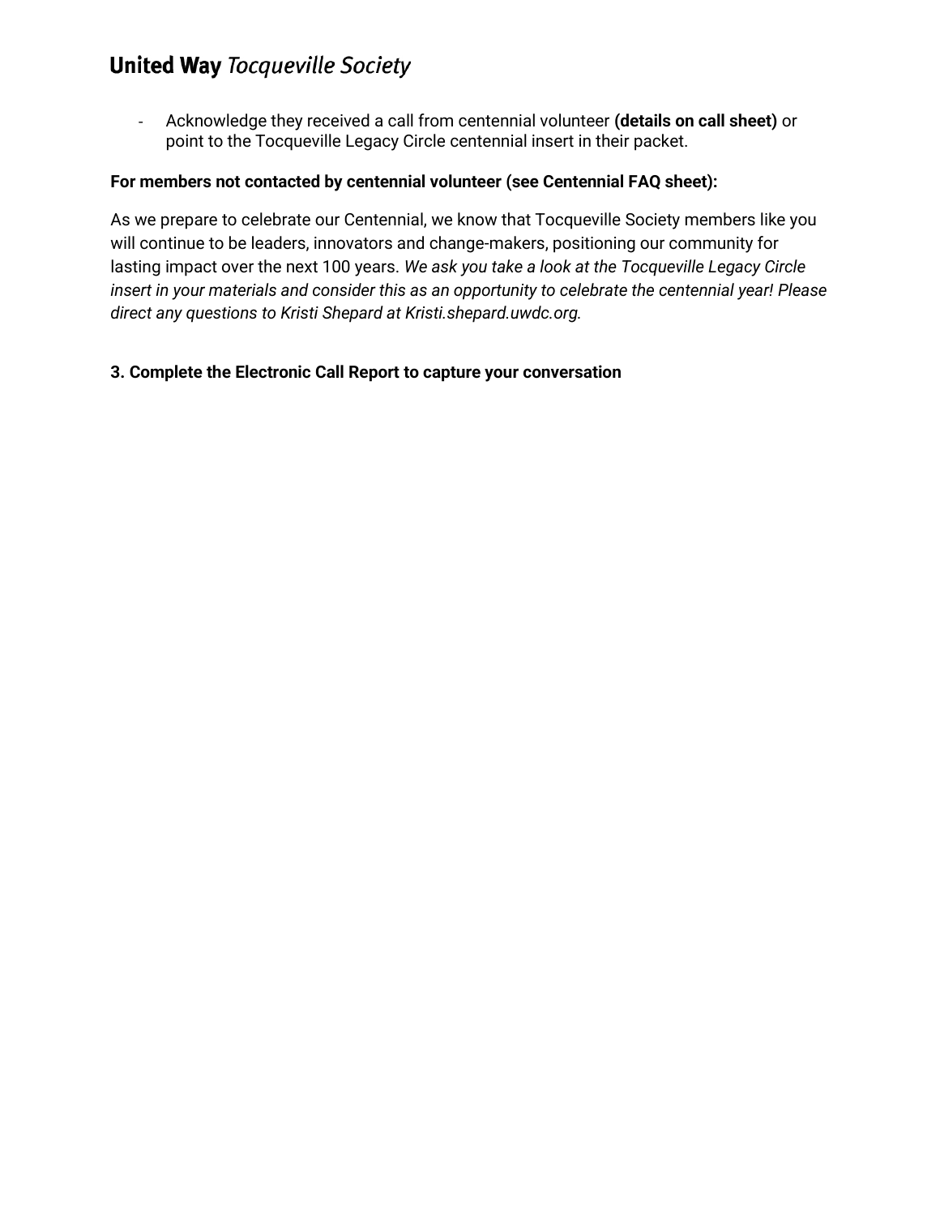- Acknowledge they received a call from centennial volunteer **(details on call sheet)** or point to the Tocqueville Legacy Circle centennial insert in their packet.

**For members not contacted by centennial volunteer (see Centennial FAQ sheet):**

As we prepare to celebrate our Centennial, we know that Tocqueville Society members like you will continue to be leaders, innovators and change-makers, positioning our community for lasting impact over the next 100 years. *We ask you take a look at the Tocqueville Legacy Circle insert in your materials and consider this as an opportunity to celebrate the centennial year! Please direct any questions to Kristi Shepard at Kristi.shepard.uwdc.org.*

**3. Complete the Electronic Call Report to capture your conversation**